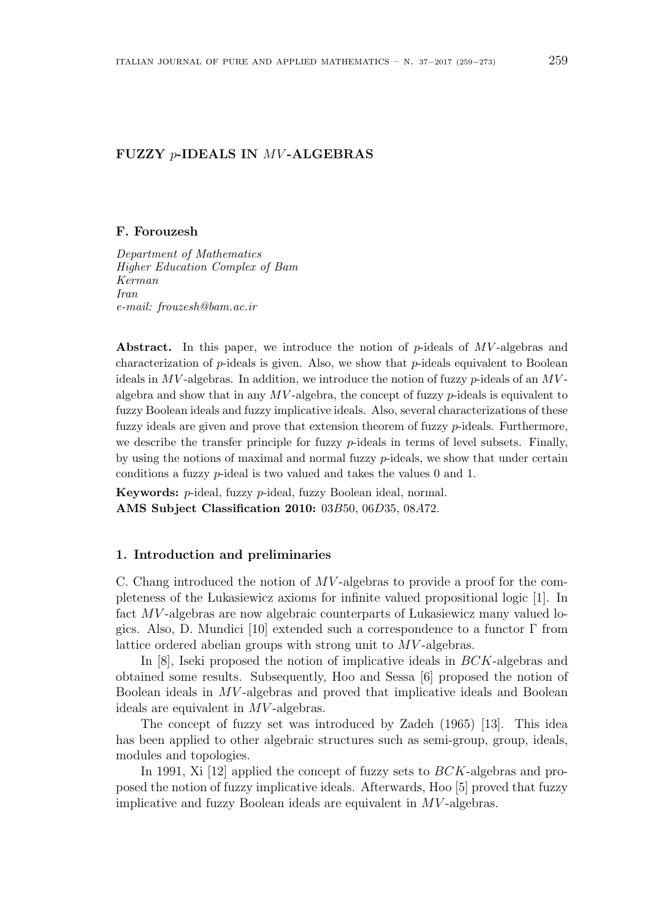# FUZZY $p$-IDEALS IN $MV$-ALGEBRAS

**F. Forouzesh**

*Department of Mathematics*
*Higher Education Complex of Bam*
*Kerman*
*Iran*
*e-mail: frouzesh@bam.ac.ir*

**Abstract.** In this paper, we introduce the notion of $p$-ideals of $MV$-algebras and characterization of $p$-ideals is given. Also, we show that $p$-ideals equivalent to Boolean ideals in $MV$-algebras. In addition, we introduce the notion of fuzzy $p$-ideals of an $MV$-algebra and show that in any $MV$-algebra, the concept of fuzzy $p$-ideals is equivalent to fuzzy Boolean ideals and fuzzy implicative ideals. Also, several characterizations of these fuzzy ideals are given and prove that extension theorem of fuzzy $p$-ideals. Furthermore, we describe the transfer principle for fuzzy $p$-ideals in terms of level subsets. Finally, by using the notions of maximal and normal fuzzy $p$-ideals, we show that under certain conditions a fuzzy $p$-ideal is two valued and takes the values 0 and 1.

**Keywords:** $p$-ideal, fuzzy $p$-ideal, fuzzy Boolean ideal, normal.
**AMS Subject Classification 2010:** $03B50$, $06D35$, $08A72$.

## 1. Introduction and preliminaries

C. Chang introduced the notion of $MV$-algebras to provide a proof for the completeness of the Łukasiewicz axioms for infinite valued propositional logic [1]. In fact $MV$-algebras are now algebraic counterparts of Łukasiewicz many valued logics. Also, D. Mundici [10] extended such a correspondence to a functor $\Gamma$ from lattice ordered abelian groups with strong unit to $MV$-algebras.

In [8], Iseki proposed the notion of implicative ideals in $BCK$-algebras and obtained some results. Subsequently, Hoo and Sessa [6] proposed the notion of Boolean ideals in $MV$-algebras and proved that implicative ideals and Boolean ideals are equivalent in $MV$-algebras.

The concept of fuzzy set was introduced by Zadeh (1965) [13]. This idea has been applied to other algebraic structures such as semi-group, group, ideals, modules and topologies.

In 1991, Xi [12] applied the concept of fuzzy sets to $BCK$-algebras and proposed the notion of fuzzy implicative ideals. Afterwards, Hoo [5] proved that fuzzy implicative and fuzzy Boolean ideals are equivalent in $MV$-algebras.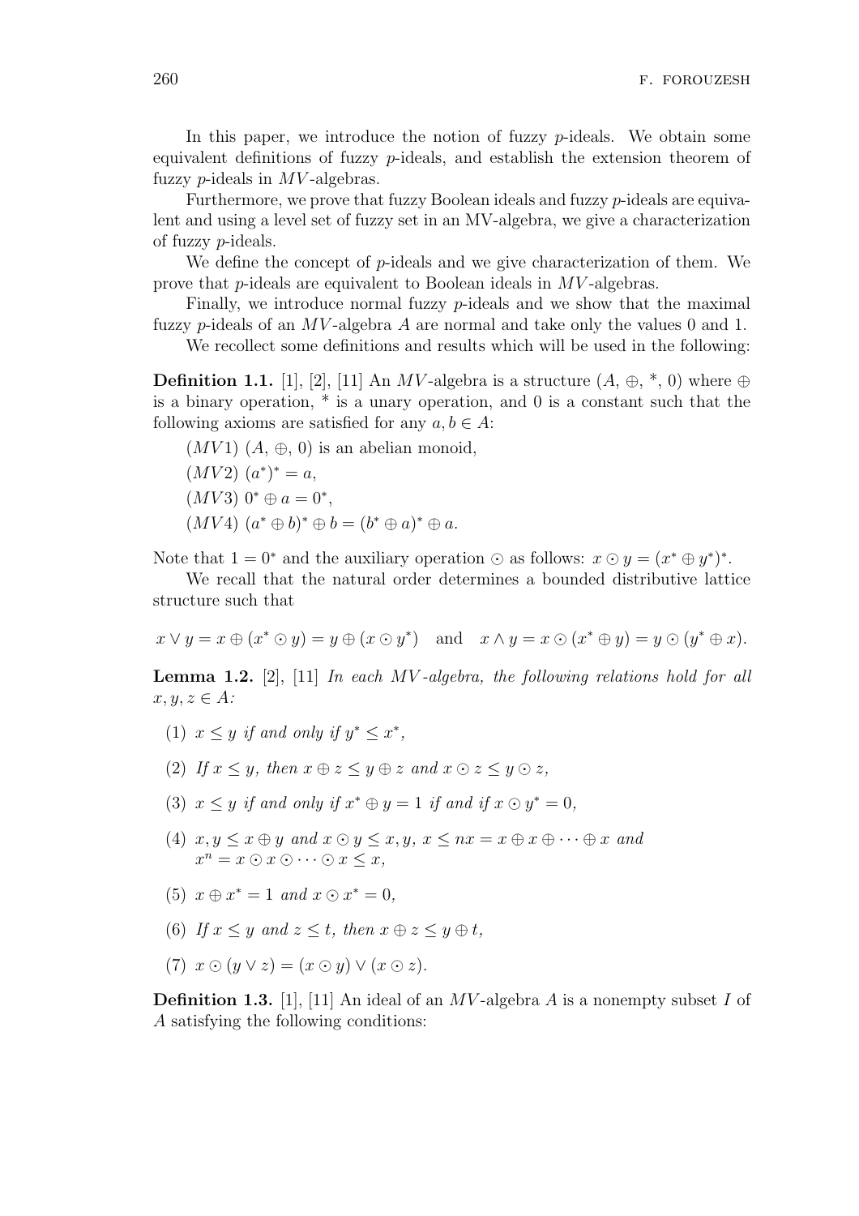In this paper, we introduce the notion of fuzzy $p$-ideals. We obtain some equivalent definitions of fuzzy $p$-ideals, and establish the extension theorem of fuzzy $p$-ideals in $MV$-algebras.

Furthermore, we prove that fuzzy Boolean ideals and fuzzy $p$-ideals are equivalent and using a level set of fuzzy set in an MV-algebra, we give a characterization of fuzzy $p$-ideals.

We define the concept of $p$-ideals and we give characterization of them. We prove that $p$-ideals are equivalent to Boolean ideals in $MV$-algebras.

Finally, we introduce normal fuzzy $p$-ideals and we show that the maximal fuzzy $p$-ideals of an $MV$-algebra $A$ are normal and take only the values 0 and 1.

We recollect some definitions and results which will be used in the following:

**Definition 1.1.** [1], [2], [11] An $MV$-algebra is a structure $(A, \oplus, {}^*, 0)$ where $\oplus$ is a binary operation, $^*$ is a unary operation, and 0 is a constant such that the following axioms are satisfied for any $a, b \in A$:

$(MV1)$ $(A, \oplus, 0)$ is an abelian monoid,

$(MV2)$ $(a^*)^* = a$,

$(MV3)$ $0^* \oplus a = 0^*$,

$(MV4)$ $(a^* \oplus b)^* \oplus b = (b^* \oplus a)^* \oplus a$.

Note that $1 = 0^*$ and the auxiliary operation $\odot$ as follows: $x \odot y = (x^* \oplus y^*)^*$.

We recall that the natural order determines a bounded distributive lattice structure such that

$$x \vee y = x \oplus (x^* \odot y) = y \oplus (x \odot y^*) \quad \text{and} \quad x \wedge y = x \odot (x^* \oplus y) = y \odot (y^* \oplus x).$$

**Lemma 1.2.** [2], [11] *In each $MV$-algebra, the following relations hold for all $x, y, z \in A$:*

1. $x \leq y$ *if and only if* $y^* \leq x^*$,
2. *If* $x \leq y$, *then* $x \oplus z \leq y \oplus z$ *and* $x \odot z \leq y \odot z$,
3. $x \leq y$ *if and only if* $x^* \oplus y = 1$ *if and if* $x \odot y^* = 0$,
4. $x, y \leq x \oplus y$ *and* $x \odot y \leq x, y$, $x \leq nx = x \oplus x \oplus \cdots \oplus x$ *and* $x^n = x \odot x \odot \cdots \odot x \leq x$,
5. $x \oplus x^* = 1$ *and* $x \odot x^* = 0$,
6. *If* $x \leq y$ *and* $z \leq t$, *then* $x \oplus z \leq y \oplus t$,
7. $x \odot (y \vee z) = (x \odot y) \vee (x \odot z)$.

**Definition 1.3.** [1], [11] An ideal of an $MV$-algebra $A$ is a nonempty subset $I$ of $A$ satisfying the following conditions: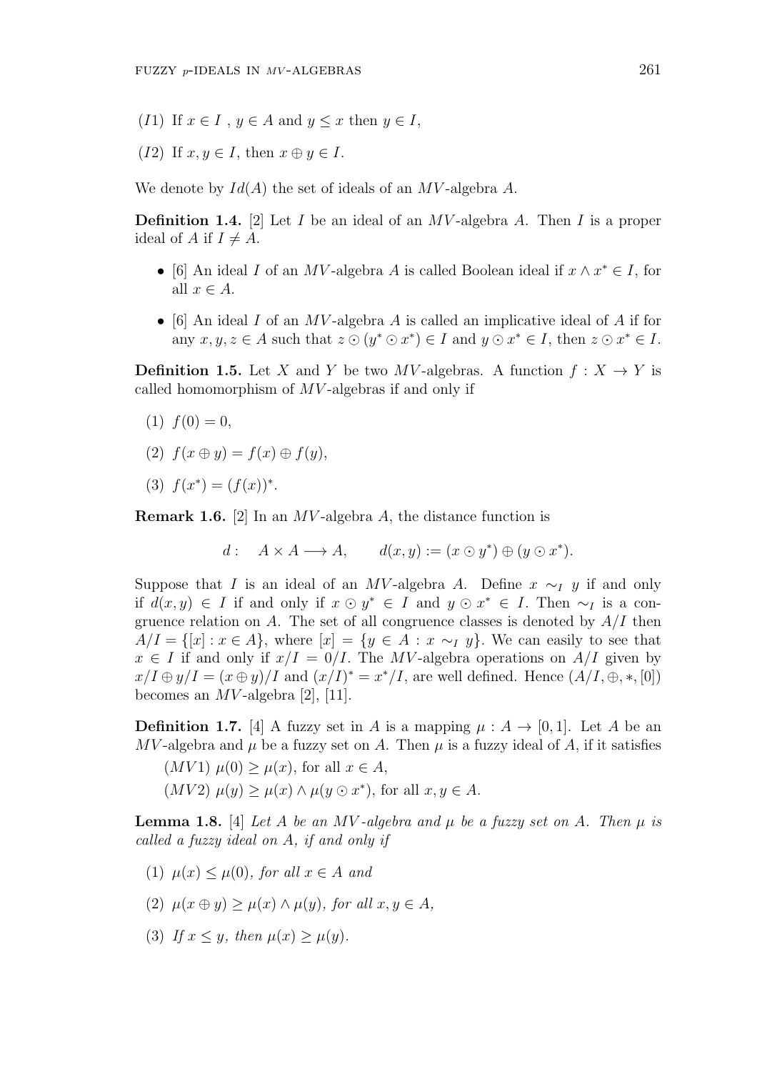$(I1)$ If $x \in I$ , $y \in A$ and $y \leq x$ then $y \in I$,

$(I2)$ If $x, y \in I$, then $x \oplus y \in I$.

We denote by $Id(A)$ the set of ideals of an $MV$-algebra $A$.

**Definition 1.4.** [2] Let $I$ be an ideal of an $MV$-algebra $A$. Then $I$ is a proper ideal of $A$ if $I \neq A$.

- [6] An ideal $I$ of an $MV$-algebra $A$ is called Boolean ideal if $x \wedge x^* \in I$, for all $x \in A$.
- [6] An ideal $I$ of an $MV$-algebra $A$ is called an implicative ideal of $A$ if for any $x, y, z \in A$ such that $z \odot (y^* \odot x^*) \in I$ and $y \odot x^* \in I$, then $z \odot x^* \in I$.

**Definition 1.5.** Let $X$ and $Y$ be two $MV$-algebras. A function $f : X \to Y$ is called homomorphism of $MV$-algebras if and only if

(1) $f(0) = 0$,

(2) $f(x \oplus y) = f(x) \oplus f(y)$,

(3) $f(x^*) = (f(x))^*$.

**Remark 1.6.** [2] In an $MV$-algebra $A$, the distance function is

$$d : \quad A \times A \longrightarrow A, \qquad d(x, y) := (x \odot y^*) \oplus (y \odot x^*).$$

Suppose that $I$ is an ideal of an $MV$-algebra $A$. Define $x \sim_I y$ if and only if $d(x, y) \in I$ if and only if $x \odot y^* \in I$ and $y \odot x^* \in I$. Then $\sim_I$ is a congruence relation on $A$. The set of all congruence classes is denoted by $A/I$ then $A/I = \{[x] : x \in A\}$, where $[x] = \{y \in A : x \sim_I y\}$. We can easily to see that $x \in I$ if and only if $x/I = 0/I$. The $MV$-algebra operations on $A/I$ given by $x/I \oplus y/I = (x \oplus y)/I$ and $(x/I)^* = x^*/I$, are well defined. Hence $(A/I, \oplus, *, [0])$ becomes an $MV$-algebra [2], [11].

**Definition 1.7.** [4] A fuzzy set in $A$ is a mapping $\mu : A \to [0, 1]$. Let $A$ be an $MV$-algebra and $\mu$ be a fuzzy set on $A$. Then $\mu$ is a fuzzy ideal of $A$, if it satisfies

$(MV1)$ $\mu(0) \geq \mu(x)$, for all $x \in A$,

$(MV2)$ $\mu(y) \geq \mu(x) \wedge \mu(y \odot x^*)$, for all $x, y \in A$.

**Lemma 1.8.** [4] *Let $A$ be an $MV$-algebra and $\mu$ be a fuzzy set on $A$. Then $\mu$ is called a fuzzy ideal on $A$, if and only if*

(1) *$\mu(x) \leq \mu(0)$, for all $x \in A$ and*

(2) *$\mu(x \oplus y) \geq \mu(x) \wedge \mu(y)$, for all $x, y \in A$,*

(3) *If $x \leq y$, then $\mu(x) \geq \mu(y)$.*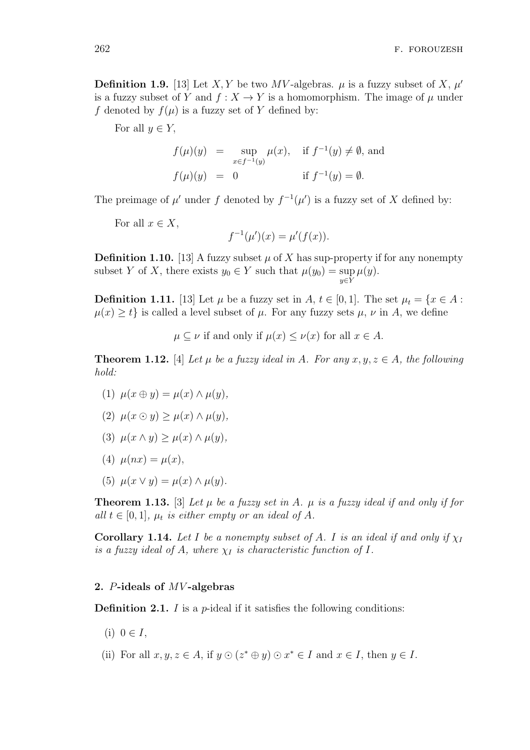**Definition 1.9.** [13] Let $X, Y$ be two $MV$-algebras. $\mu$ is a fuzzy subset of $X$, $\mu'$ is a fuzzy subset of $Y$ and $f : X \to Y$ is a homomorphism. The image of $\mu$ under $f$ denoted by $f(\mu)$ is a fuzzy set of $Y$ defined by:

For all $y \in Y$,

$$
\begin{aligned}
f(\mu)(y) &= \sup_{x \in f^{-1}(y)} \mu(x), \quad \text{if } f^{-1}(y) \neq \emptyset, \text{ and} \\
f(\mu)(y) &= 0 \qquad\qquad\qquad\; \text{if } f^{-1}(y) = \emptyset.
\end{aligned}
$$

The preimage of $\mu'$ under $f$ denoted by $f^{-1}(\mu')$ is a fuzzy set of $X$ defined by:

For all $x \in X$,

$$
f^{-1}(\mu')(x) = \mu'(f(x)).
$$

**Definition 1.10.** [13] A fuzzy subset $\mu$ of $X$ has sup-property if for any nonempty subset $Y$ of $X$, there exists $y_0 \in Y$ such that $\mu(y_0) = \sup\limits_{y \in Y} \mu(y)$.

**Definition 1.11.** [13] Let $\mu$ be a fuzzy set in $A$, $t \in [0, 1]$. The set $\mu_t = \{x \in A : \mu(x) \geq t\}$ is called a level subset of $\mu$. For any fuzzy sets $\mu$, $\nu$ in $A$, we define

$$
\mu \subseteq \nu \text{ if and only if } \mu(x) \leq \nu(x) \text{ for all } x \in A.
$$

**Theorem 1.12.** [4] *Let $\mu$ be a fuzzy ideal in $A$. For any $x, y, z \in A$, the following hold:*

(1) $\mu(x \oplus y) = \mu(x) \wedge \mu(y)$,

(2) $\mu(x \odot y) \geq \mu(x) \wedge \mu(y)$,

(3) $\mu(x \wedge y) \geq \mu(x) \wedge \mu(y)$,

(4) $\mu(nx) = \mu(x)$,

(5) $\mu(x \vee y) = \mu(x) \wedge \mu(y)$.

**Theorem 1.13.** [3] *Let $\mu$ be a fuzzy set in $A$. $\mu$ is a fuzzy ideal if and only if for all $t \in [0, 1]$, $\mu_t$ is either empty or an ideal of $A$.*

**Corollary 1.14.** *Let $I$ be a nonempty subset of $A$. $I$ is an ideal if and only if $\chi_I$ is a fuzzy ideal of $A$, where $\chi_I$ is characteristic function of $I$.*

## 2. $P$-ideals of $MV$-algebras

**Definition 2.1.** $I$ is a $p$-ideal if it satisfies the following conditions:

(i) $0 \in I$,

(ii) For all $x, y, z \in A$, if $y \odot (z^* \oplus y) \odot x^* \in I$ and $x \in I$, then $y \in I$.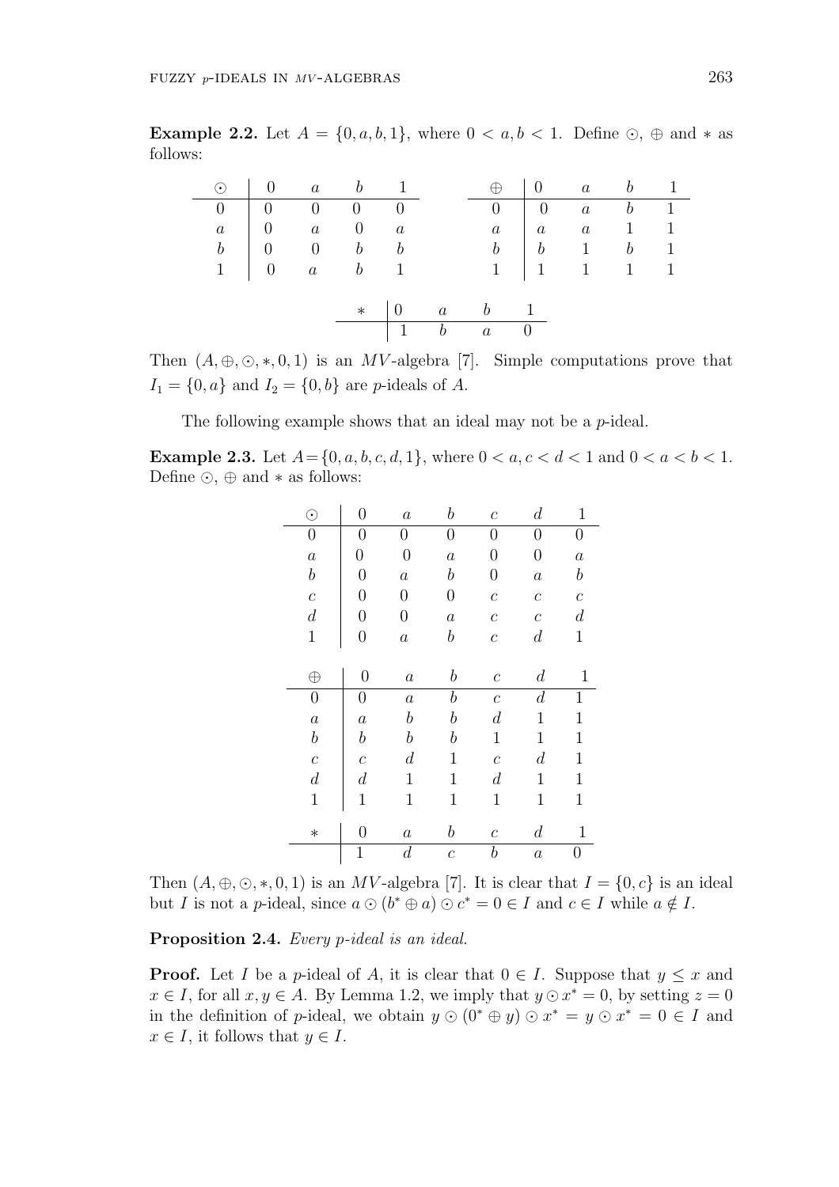**Example 2.2.** Let $A = \{0, a, b, 1\}$, where $0 < a, b < 1$. Define $\odot$, $\oplus$ and $*$ as follows:

| $\odot$ | $0$ | $a$ | $b$ | $1$ |
|---|---|---|---|---|
| $0$ | $0$ | $0$ | $0$ | $0$ |
| $a$ | $0$ | $a$ | $0$ | $a$ |
| $b$ | $0$ | $0$ | $b$ | $b$ |
| $1$ | $0$ | $a$ | $b$ | $1$ |

| $\oplus$ | $0$ | $a$ | $b$ | $1$ |
|---|---|---|---|---|
| $0$ | $0$ | $a$ | $b$ | $1$ |
| $a$ | $a$ | $a$ | $1$ | $1$ |
| $b$ | $b$ | $1$ | $b$ | $1$ |
| $1$ | $1$ | $1$ | $1$ | $1$ |

| $*$ | $0$ | $a$ | $b$ | $1$ |
|---|---|---|---|---|
| | $1$ | $b$ | $a$ | $0$ |

Then $(A, \oplus, \odot, *, 0, 1)$ is an $MV$-algebra [7]. Simple computations prove that $I_1 = \{0, a\}$ and $I_2 = \{0, b\}$ are $p$-ideals of $A$.

The following example shows that an ideal may not be a $p$-ideal.

**Example 2.3.** Let $A = \{0, a, b, c, d, 1\}$, where $0 < a, c < d < 1$ and $0 < a < b < 1$. Define $\odot$, $\oplus$ and $*$ as follows:

| $\odot$ | $0$ | $a$ | $b$ | $c$ | $d$ | $1$ |
|---|---|---|---|---|---|---|
| $0$ | $0$ | $0$ | $0$ | $0$ | $0$ | $0$ |
| $a$ | $0$ | $0$ | $a$ | $0$ | $0$ | $a$ |
| $b$ | $0$ | $a$ | $b$ | $0$ | $a$ | $b$ |
| $c$ | $0$ | $0$ | $0$ | $c$ | $c$ | $c$ |
| $d$ | $0$ | $0$ | $a$ | $c$ | $c$ | $d$ |
| $1$ | $0$ | $a$ | $b$ | $c$ | $d$ | $1$ |

| $\oplus$ | $0$ | $a$ | $b$ | $c$ | $d$ | $1$ |
|---|---|---|---|---|---|---|
| $0$ | $0$ | $a$ | $b$ | $c$ | $d$ | $1$ |
| $a$ | $a$ | $b$ | $b$ | $d$ | $1$ | $1$ |
| $b$ | $b$ | $b$ | $b$ | $1$ | $1$ | $1$ |
| $c$ | $c$ | $d$ | $1$ | $c$ | $d$ | $1$ |
| $d$ | $d$ | $1$ | $1$ | $d$ | $1$ | $1$ |
| $1$ | $1$ | $1$ | $1$ | $1$ | $1$ | $1$ |

| $*$ | $0$ | $a$ | $b$ | $c$ | $d$ | $1$ |
|---|---|---|---|---|---|---|
| | $1$ | $d$ | $c$ | $b$ | $a$ | $0$ |

Then $(A, \oplus, \odot, *, 0, 1)$ is an $MV$-algebra [7]. It is clear that $I = \{0, c\}$ is an ideal but $I$ is not a $p$-ideal, since $a \odot (b^* \oplus a) \odot c^* = 0 \in I$ and $c \in I$ while $a \notin I$.

**Proposition 2.4.** *Every $p$-ideal is an ideal.*

**Proof.** Let $I$ be a $p$-ideal of $A$, it is clear that $0 \in I$. Suppose that $y \leq x$ and $x \in I$, for all $x, y \in A$. By Lemma 1.2, we imply that $y \odot x^* = 0$, by setting $z = 0$ in the definition of $p$-ideal, we obtain $y \odot (0^* \oplus y) \odot x^* = y \odot x^* = 0 \in I$ and $x \in I$, it follows that $y \in I$.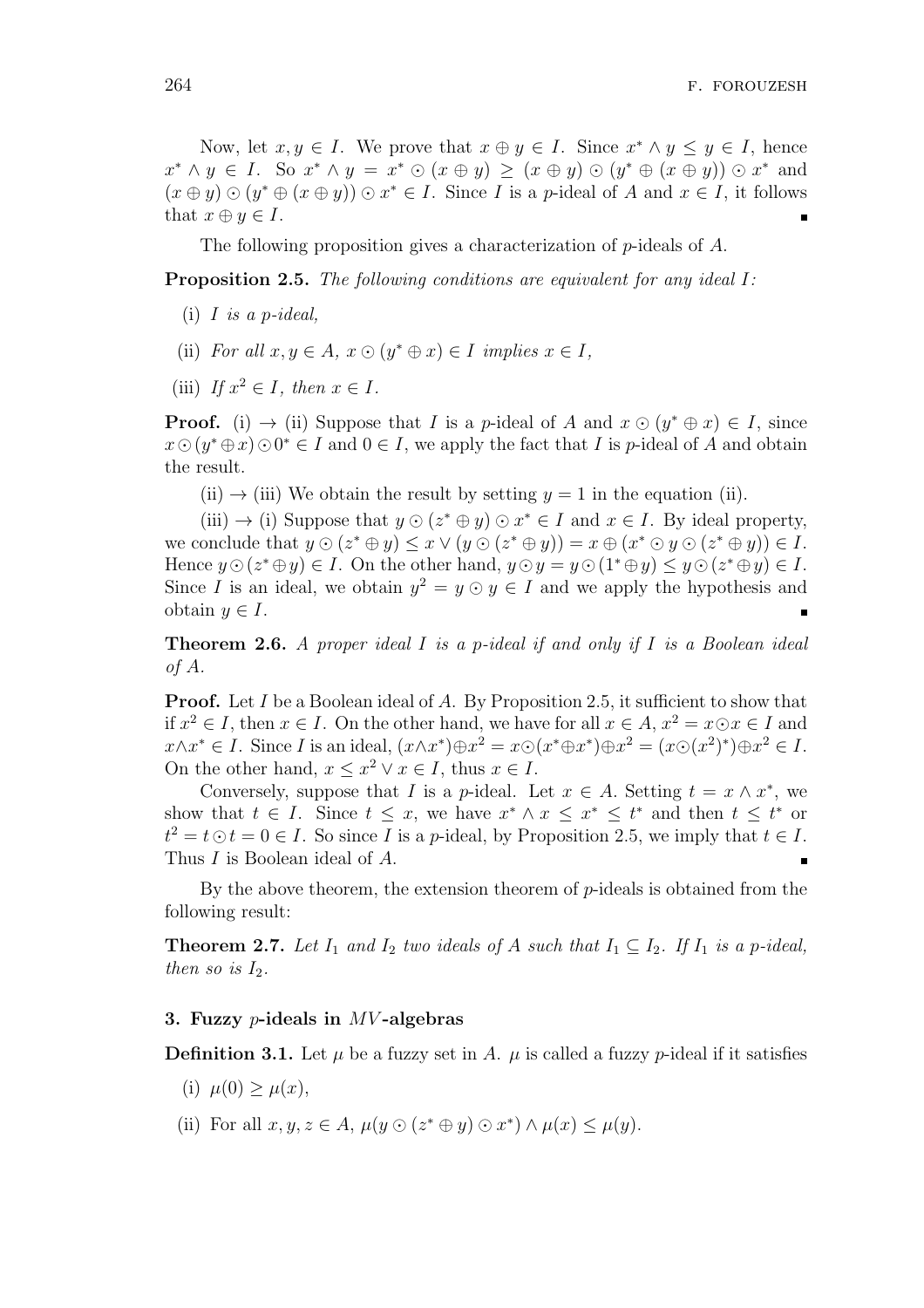Now, let $x, y \in I$. We prove that $x \oplus y \in I$. Since $x^* \wedge y \leq y \in I$, hence $x^* \wedge y \in I$. So $x^* \wedge y = x^* \odot (x \oplus y) \geq (x \oplus y) \odot (y^* \oplus (x \oplus y)) \odot x^*$ and $(x \oplus y) \odot (y^* \oplus (x \oplus y)) \odot x^* \in I$. Since $I$ is a $p$-ideal of $A$ and $x \in I$, it follows that $x \oplus y \in I$. ∎

The following proposition gives a characterization of $p$-ideals of $A$.

**Proposition 2.5.** *The following conditions are equivalent for any ideal $I$:*

(i) *$I$ is a $p$-ideal,*

(ii) *For all $x, y \in A$, $x \odot (y^* \oplus x) \in I$ implies $x \in I$,*

(iii) *If $x^2 \in I$, then $x \in I$.*

**Proof.** (i) $\to$ (ii) Suppose that $I$ is a $p$-ideal of $A$ and $x \odot (y^* \oplus x) \in I$, since $x \odot (y^* \oplus x) \odot 0^* \in I$ and $0 \in I$, we apply the fact that $I$ is $p$-ideal of $A$ and obtain the result.

(ii) $\to$ (iii) We obtain the result by setting $y = 1$ in the equation (ii).

(iii) $\to$ (i) Suppose that $y \odot (z^* \oplus y) \odot x^* \in I$ and $x \in I$. By ideal property, we conclude that $y \odot (z^* \oplus y) \leq x \vee (y \odot (z^* \oplus y)) = x \oplus (x^* \odot y \odot (z^* \oplus y)) \in I$. Hence $y \odot (z^* \oplus y) \in I$. On the other hand, $y \odot y = y \odot (1^* \oplus y) \leq y \odot (z^* \oplus y) \in I$. Since $I$ is an ideal, we obtain $y^2 = y \odot y \in I$ and we apply the hypothesis and obtain $y \in I$. ∎

**Theorem 2.6.** *A proper ideal $I$ is a $p$-ideal if and only if $I$ is a Boolean ideal of $A$.*

**Proof.** Let $I$ be a Boolean ideal of $A$. By Proposition 2.5, it sufficient to show that if $x^2 \in I$, then $x \in I$. On the other hand, we have for all $x \in A$, $x^2 = x \odot x \in I$ and $x \wedge x^* \in I$. Since $I$ is an ideal, $(x \wedge x^*) \oplus x^2 = x \odot (x^* \oplus x^*) \oplus x^2 = (x \odot (x^2)^*) \oplus x^2 \in I$. On the other hand, $x \leq x^2 \vee x \in I$, thus $x \in I$.

Conversely, suppose that $I$ is a $p$-ideal. Let $x \in A$. Setting $t = x \wedge x^*$, we show that $t \in I$. Since $t \leq x$, we have $x^* \wedge x \leq x^* \leq t^*$ and then $t \leq t^*$ or $t^2 = t \odot t = 0 \in I$. So since $I$ is a $p$-ideal, by Proposition 2.5, we imply that $t \in I$. Thus $I$ is Boolean ideal of $A$. ∎

By the above theorem, the extension theorem of $p$-ideals is obtained from the following result:

**Theorem 2.7.** *Let $I_1$ and $I_2$ two ideals of $A$ such that $I_1 \subseteq I_2$. If $I_1$ is a $p$-ideal, then so is $I_2$.*

## 3. Fuzzy $p$-ideals in $MV$-algebras

**Definition 3.1.** Let $\mu$ be a fuzzy set in $A$. $\mu$ is called a fuzzy $p$-ideal if it satisfies

(i) $\mu(0) \geq \mu(x)$,

(ii) For all $x, y, z \in A$, $\mu(y \odot (z^* \oplus y) \odot x^*) \wedge \mu(x) \leq \mu(y)$.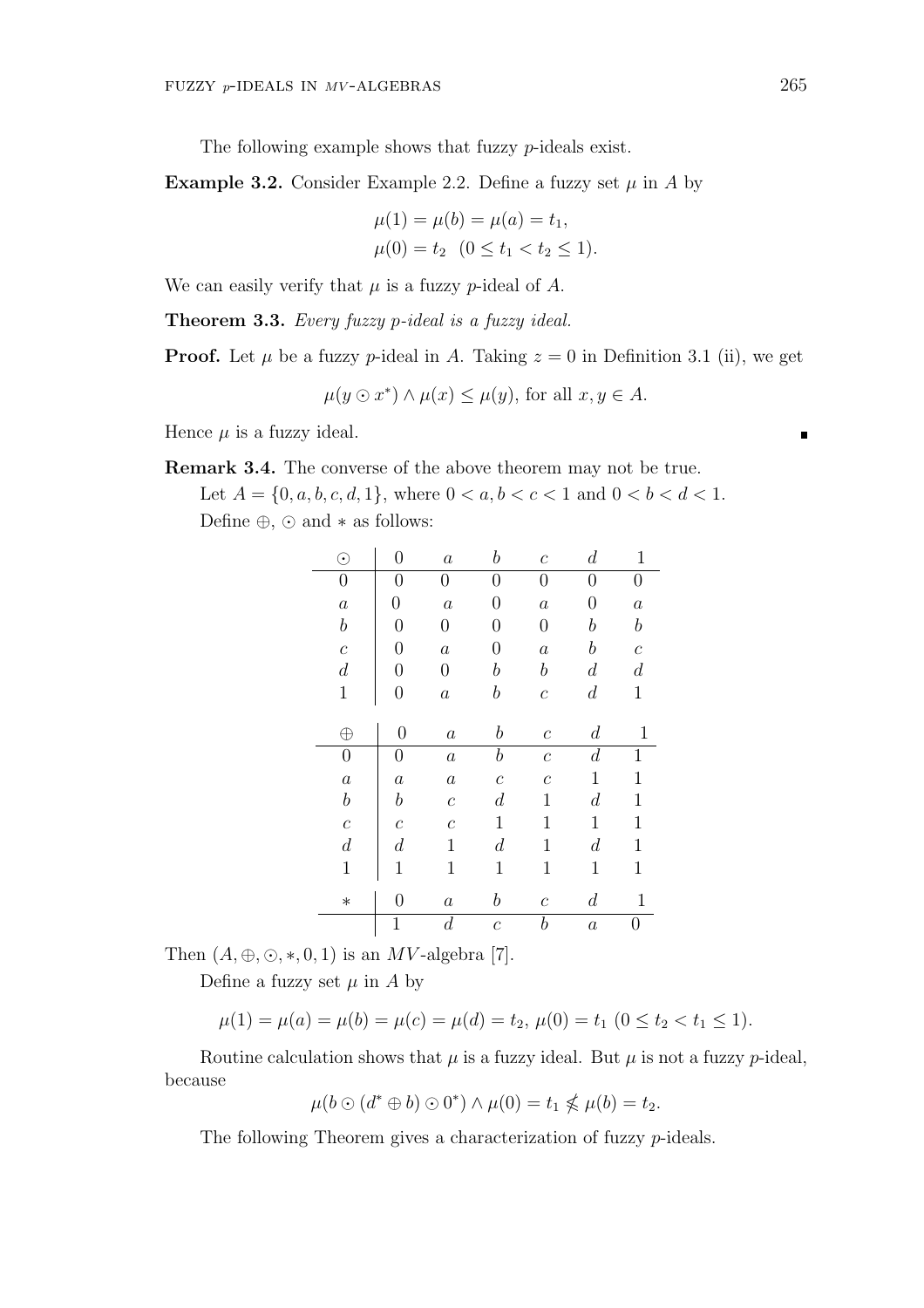The following example shows that fuzzy $p$-ideals exist.

**Example 3.2.** Consider Example 2.2. Define a fuzzy set $\mu$ in $A$ by

$$\mu(1) = \mu(b) = \mu(a) = t_1,$$
$$\mu(0) = t_2 \quad (0 \leq t_1 < t_2 \leq 1).$$

We can easily verify that $\mu$ is a fuzzy $p$-ideal of $A$.

**Theorem 3.3.** *Every fuzzy $p$-ideal is a fuzzy ideal.*

**Proof.** Let $\mu$ be a fuzzy $p$-ideal in $A$. Taking $z = 0$ in Definition 3.1 (ii), we get

$$\mu(y \odot x^*) \wedge \mu(x) \leq \mu(y), \text{ for all } x, y \in A.$$

Hence $\mu$ is a fuzzy ideal. ∎

**Remark 3.4.** The converse of the above theorem may not be true.

Let $A = \{0, a, b, c, d, 1\}$, where $0 < a, b < c < 1$ and $0 < b < d < 1$.

Define $\oplus$, $\odot$ and $*$ as follows:

| $\odot$ | $0$ | $a$ | $b$ | $c$ | $d$ | $1$ |
|---|---|---|---|---|---|---|
| $0$ | $0$ | $0$ | $0$ | $0$ | $0$ | $0$ |
| $a$ | $0$ | $a$ | $0$ | $a$ | $0$ | $a$ |
| $b$ | $0$ | $0$ | $0$ | $0$ | $b$ | $b$ |
| $c$ | $0$ | $a$ | $0$ | $a$ | $b$ | $c$ |
| $d$ | $0$ | $0$ | $b$ | $b$ | $d$ | $d$ |
| $1$ | $0$ | $a$ | $b$ | $c$ | $d$ | $1$ |

| $\oplus$ | $0$ | $a$ | $b$ | $c$ | $d$ | $1$ |
|---|---|---|---|---|---|---|
| $0$ | $0$ | $a$ | $b$ | $c$ | $d$ | $1$ |
| $a$ | $a$ | $a$ | $c$ | $c$ | $1$ | $1$ |
| $b$ | $b$ | $c$ | $d$ | $1$ | $d$ | $1$ |
| $c$ | $c$ | $c$ | $1$ | $1$ | $1$ | $1$ |
| $d$ | $d$ | $1$ | $d$ | $1$ | $d$ | $1$ |
| $1$ | $1$ | $1$ | $1$ | $1$ | $1$ | $1$ |

| $*$ | $0$ | $a$ | $b$ | $c$ | $d$ | $1$ |
|---|---|---|---|---|---|---|
| | $1$ | $d$ | $c$ | $b$ | $a$ | $0$ |

Then $(A, \oplus, \odot, *, 0, 1)$ is an $MV$-algebra [7].

Define a fuzzy set $\mu$ in $A$ by

$$\mu(1) = \mu(a) = \mu(b) = \mu(c) = \mu(d) = t_2,\ \mu(0) = t_1\ (0 \leq t_2 < t_1 \leq 1).$$

Routine calculation shows that $\mu$ is a fuzzy ideal. But $\mu$ is not a fuzzy $p$-ideal, because

$$\mu(b \odot (d^* \oplus b) \odot 0^*) \wedge \mu(0) = t_1 \nleq \mu(b) = t_2.$$

The following Theorem gives a characterization of fuzzy $p$-ideals.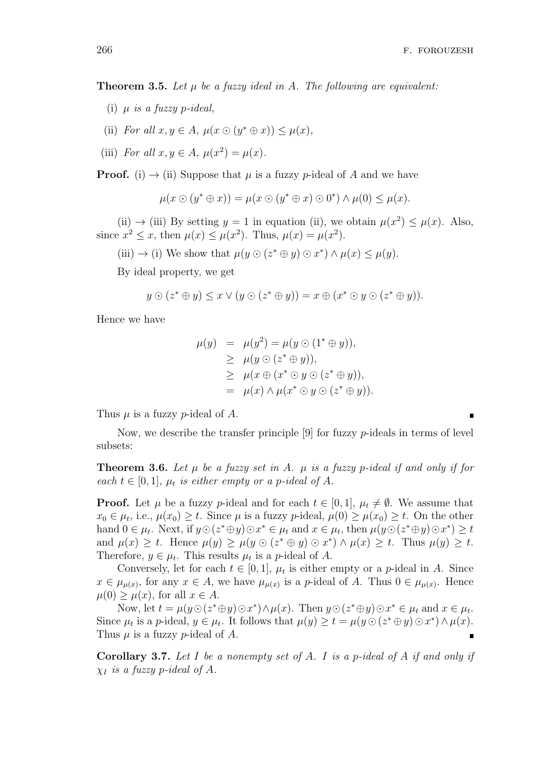**Theorem 3.5.** *Let $\mu$ be a fuzzy ideal in $A$. The following are equivalent:*

(i) *$\mu$ is a fuzzy $p$-ideal,*

(ii) *For all $x, y \in A$, $\mu(x \odot (y^* \oplus x)) \leq \mu(x)$,*

(iii) *For all $x, y \in A$, $\mu(x^2) = \mu(x)$.*

**Proof.** (i) $\to$ (ii) Suppose that $\mu$ is a fuzzy $p$-ideal of $A$ and we have

$$\mu(x \odot (y^* \oplus x)) = \mu(x \odot (y^* \oplus x) \odot 0^*) \wedge \mu(0) \leq \mu(x).$$

(ii) $\to$ (iii) By setting $y = 1$ in equation (ii), we obtain $\mu(x^2) \leq \mu(x)$. Also, since $x^2 \leq x$, then $\mu(x) \leq \mu(x^2)$. Thus, $\mu(x) = \mu(x^2)$.

(iii) $\to$ (i) We show that $\mu(y \odot (z^* \oplus y) \odot x^*) \wedge \mu(x) \leq \mu(y)$.

By ideal property, we get

$$y \odot (z^* \oplus y) \leq x \vee (y \odot (z^* \oplus y)) = x \oplus (x^* \odot y \odot (z^* \oplus y)).$$

Hence we have

$$\begin{aligned}
\mu(y) &= \mu(y^2) = \mu(y \odot (1^* \oplus y)), \\
&\geq \mu(y \odot (z^* \oplus y)), \\
&\geq \mu(x \oplus (x^* \odot y \odot (z^* \oplus y)), \\
&= \mu(x) \wedge \mu(x^* \odot y \odot (z^* \oplus y)).
\end{aligned}$$

Thus $\mu$ is a fuzzy $p$-ideal of $A$. ∎

Now, we describe the transfer principle [9] for fuzzy $p$-ideals in terms of level subsets:

**Theorem 3.6.** *Let $\mu$ be a fuzzy set in $A$. $\mu$ is a fuzzy $p$-ideal if and only if for each $t \in [0, 1]$, $\mu_t$ is either empty or a $p$-ideal of $A$.*

**Proof.** Let $\mu$ be a fuzzy $p$-ideal and for each $t \in [0, 1]$, $\mu_t \neq \emptyset$. We assume that $x_0 \in \mu_t$, i.e., $\mu(x_0) \geq t$. Since $\mu$ is a fuzzy $p$-ideal, $\mu(0) \geq \mu(x_0) \geq t$. On the other hand $0 \in \mu_t$. Next, if $y \odot (z^* \oplus y) \odot x^* \in \mu_t$ and $x \in \mu_t$, then $\mu(y \odot (z^* \oplus y) \odot x^*) \geq t$ and $\mu(x) \geq t$. Hence $\mu(y) \geq \mu(y \odot (z^* \oplus y) \odot x^*) \wedge \mu(x) \geq t$. Thus $\mu(y) \geq t$. Therefore, $y \in \mu_t$. This results $\mu_t$ is a $p$-ideal of $A$.

Conversely, let for each $t \in [0, 1]$, $\mu_t$ is either empty or a $p$-ideal in $A$. Since $x \in \mu_{\mu(x)}$, for any $x \in A$, we have $\mu_{\mu(x)}$ is a $p$-ideal of $A$. Thus $0 \in \mu_{\mu(x)}$. Hence $\mu(0) \geq \mu(x)$, for all $x \in A$.

Now, let $t = \mu(y \odot (z^* \oplus y) \odot x^*) \wedge \mu(x)$. Then $y \odot (z^* \oplus y) \odot x^* \in \mu_t$ and $x \in \mu_t$. Since $\mu_t$ is a $p$-ideal, $y \in \mu_t$. It follows that $\mu(y) \geq t = \mu(y \odot (z^* \oplus y) \odot x^*) \wedge \mu(x)$. Thus $\mu$ is a fuzzy $p$-ideal of $A$. ∎

**Corollary 3.7.** *Let $I$ be a nonempty set of $A$. $I$ is a $p$-ideal of $A$ if and only if $\chi_I$ is a fuzzy $p$-ideal of $A$.*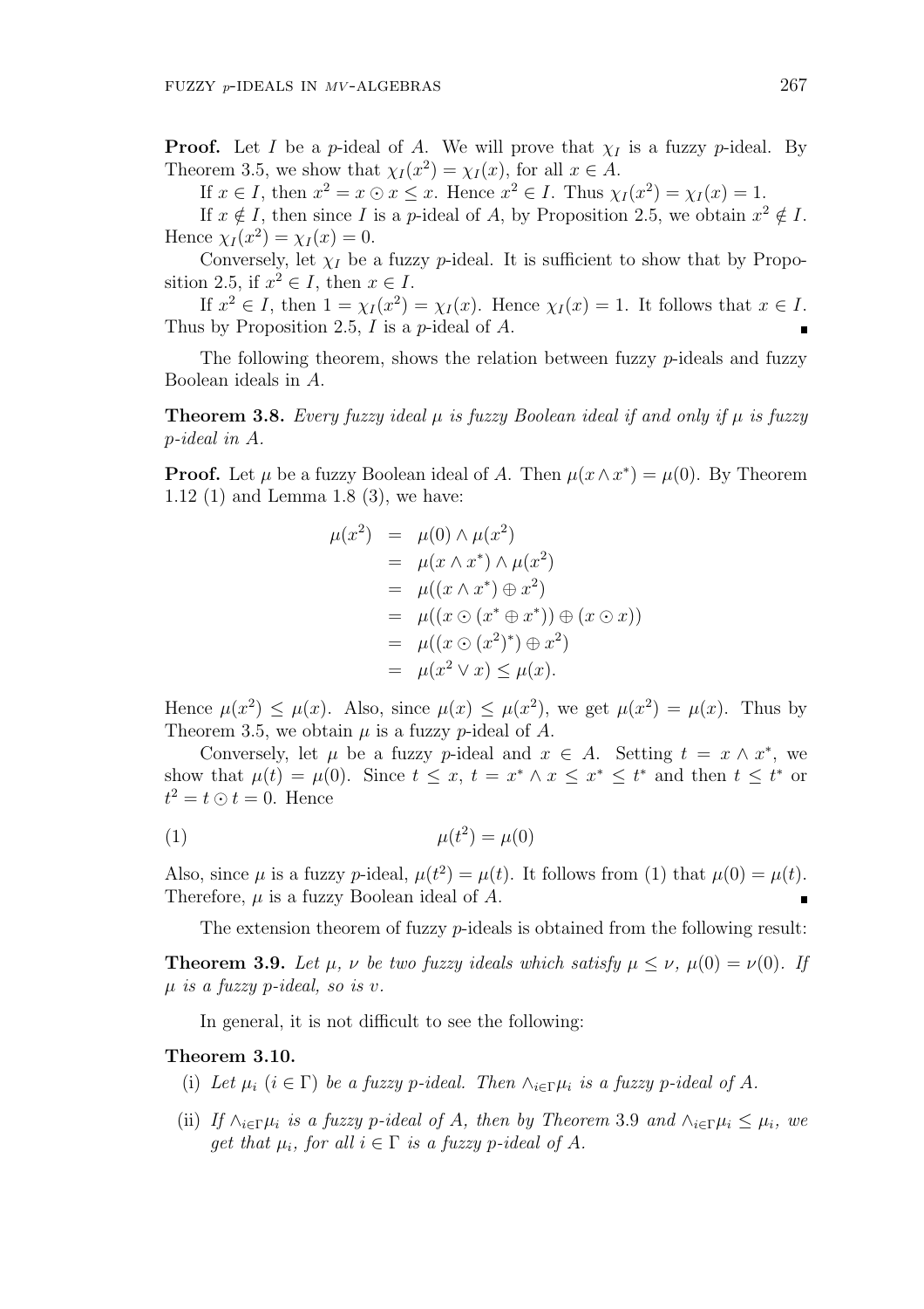**Proof.** Let $I$ be a $p$-ideal of $A$. We will prove that $\chi_I$ is a fuzzy $p$-ideal. By Theorem 3.5, we show that $\chi_I(x^2) = \chi_I(x)$, for all $x \in A$.

If $x \in I$, then $x^2 = x \odot x \leq x$. Hence $x^2 \in I$. Thus $\chi_I(x^2) = \chi_I(x) = 1$.

If $x \notin I$, then since $I$ is a $p$-ideal of $A$, by Proposition 2.5, we obtain $x^2 \notin I$. Hence $\chi_I(x^2) = \chi_I(x) = 0$.

Conversely, let $\chi_I$ be a fuzzy $p$-ideal. It is sufficient to show that by Proposition 2.5, if $x^2 \in I$, then $x \in I$.

If $x^2 \in I$, then $1 = \chi_I(x^2) = \chi_I(x)$. Hence $\chi_I(x) = 1$. It follows that $x \in I$. Thus by Proposition 2.5, $I$ is a $p$-ideal of $A$. ∎

The following theorem, shows the relation between fuzzy $p$-ideals and fuzzy Boolean ideals in $A$.

**Theorem 3.8.** *Every fuzzy ideal $\mu$ is fuzzy Boolean ideal if and only if $\mu$ is fuzzy $p$-ideal in $A$.*

**Proof.** Let $\mu$ be a fuzzy Boolean ideal of $A$. Then $\mu(x \wedge x^*) = \mu(0)$. By Theorem 1.12 (1) and Lemma 1.8 (3), we have:

$$\begin{aligned}
\mu(x^2) &= \mu(0) \wedge \mu(x^2) \\
&= \mu(x \wedge x^*) \wedge \mu(x^2) \\
&= \mu((x \wedge x^*) \oplus x^2) \\
&= \mu((x \odot (x^* \oplus x^*)) \oplus (x \odot x)) \\
&= \mu((x \odot (x^2)^*) \oplus x^2) \\
&= \mu(x^2 \vee x) \leq \mu(x).
\end{aligned}$$

Hence $\mu(x^2) \leq \mu(x)$. Also, since $\mu(x) \leq \mu(x^2)$, we get $\mu(x^2) = \mu(x)$. Thus by Theorem 3.5, we obtain $\mu$ is a fuzzy $p$-ideal of $A$.

Conversely, let $\mu$ be a fuzzy $p$-ideal and $x \in A$. Setting $t = x \wedge x^*$, we show that $\mu(t) = \mu(0)$. Since $t \leq x$, $t = x^* \wedge x \leq x^* \leq t^*$ and then $t \leq t^*$ or $t^2 = t \odot t = 0$. Hence

$$\mu(t^2) = \mu(0) \tag{1}$$

Also, since $\mu$ is a fuzzy $p$-ideal, $\mu(t^2) = \mu(t)$. It follows from (1) that $\mu(0) = \mu(t)$. Therefore, $\mu$ is a fuzzy Boolean ideal of $A$. ∎

The extension theorem of fuzzy $p$-ideals is obtained from the following result:

**Theorem 3.9.** *Let $\mu$, $\nu$ be two fuzzy ideals which satisfy $\mu \leq \nu$, $\mu(0) = \nu(0)$. If $\mu$ is a fuzzy $p$-ideal, so is $v$.*

In general, it is not difficult to see the following:

**Theorem 3.10.**

(i) *Let $\mu_i$ ($i \in \Gamma$) be a fuzzy $p$-ideal. Then $\wedge_{i\in\Gamma}\mu_i$ is a fuzzy $p$-ideal of $A$.*

(ii) *If $\wedge_{i\in\Gamma}\mu_i$ is a fuzzy $p$-ideal of $A$, then by Theorem 3.9 and $\wedge_{i\in\Gamma}\mu_i \leq \mu_i$, we get that $\mu_i$, for all $i \in \Gamma$ is a fuzzy $p$-ideal of $A$.*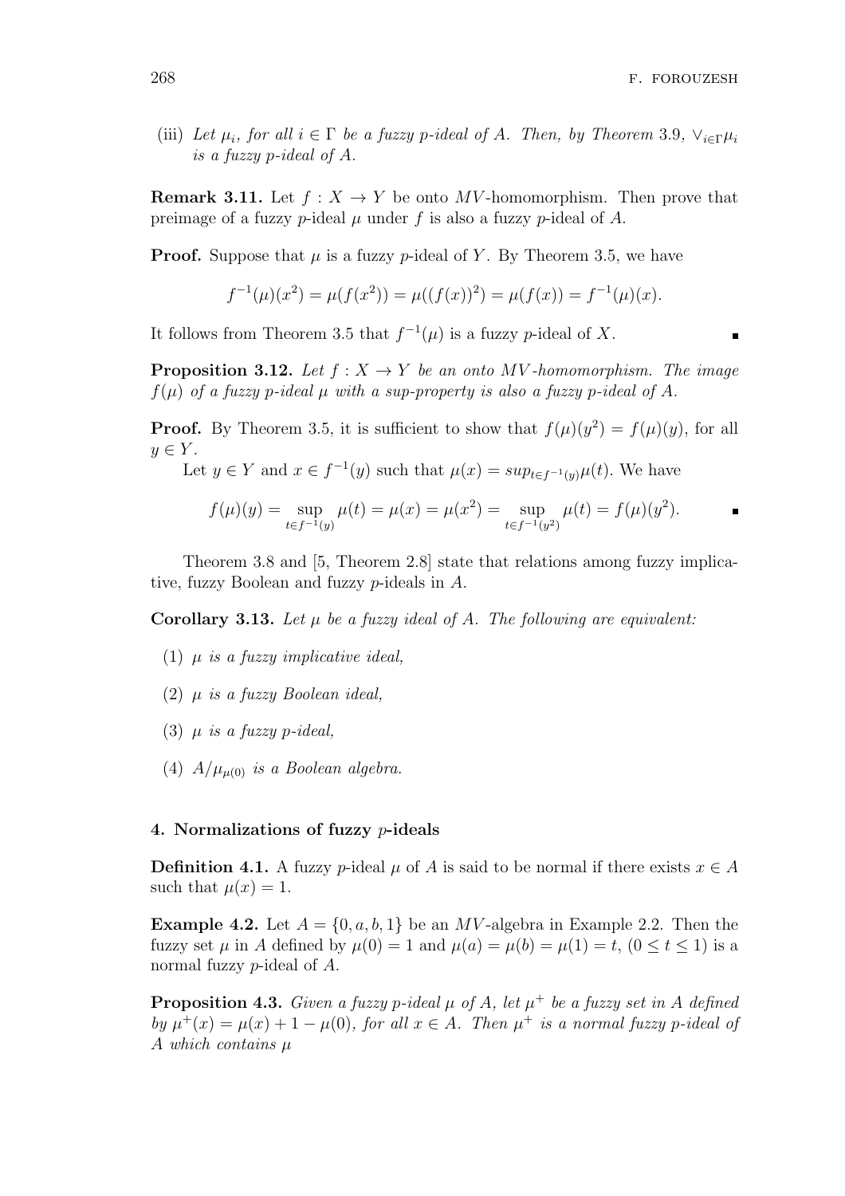(iii) *Let $\mu_i$, for all $i \in \Gamma$ be a fuzzy p-ideal of $A$. Then, by Theorem* 3.9, $\vee_{i\in\Gamma}\mu_i$ *is a fuzzy p-ideal of $A$.*

**Remark 3.11.** Let $f : X \to Y$ be onto $MV$-homomorphism. Then prove that preimage of a fuzzy $p$-ideal $\mu$ under $f$ is also a fuzzy $p$-ideal of $A$.

**Proof.** Suppose that $\mu$ is a fuzzy $p$-ideal of $Y$. By Theorem 3.5, we have

$$f^{-1}(\mu)(x^2) = \mu(f(x^2)) = \mu((f(x))^2) = \mu(f(x)) = f^{-1}(\mu)(x).$$

It follows from Theorem 3.5 that $f^{-1}(\mu)$ is a fuzzy $p$-ideal of $X$. ∎

**Proposition 3.12.** *Let $f : X \to Y$ be an onto $MV$-homomorphism. The image $f(\mu)$ of a fuzzy p-ideal $\mu$ with a sup-property is also a fuzzy p-ideal of $A$.*

**Proof.** By Theorem 3.5, it is sufficient to show that $f(\mu)(y^2) = f(\mu)(y)$, for all $y \in Y$.

Let $y \in Y$ and $x \in f^{-1}(y)$ such that $\mu(x) = sup_{t\in f^{-1}(y)}\mu(t)$. We have

$$f(\mu)(y) = \sup_{t\in f^{-1}(y)} \mu(t) = \mu(x) = \mu(x^2) = \sup_{t\in f^{-1}(y^2)} \mu(t) = f(\mu)(y^2).$$ ∎

Theorem 3.8 and [5, Theorem 2.8] state that relations among fuzzy implicative, fuzzy Boolean and fuzzy $p$-ideals in $A$.

**Corollary 3.13.** *Let $\mu$ be a fuzzy ideal of $A$. The following are equivalent:*

(1) *$\mu$ is a fuzzy implicative ideal,*

(2) *$\mu$ is a fuzzy Boolean ideal,*

(3) *$\mu$ is a fuzzy p-ideal,*

(4) *$A/\mu_{\mu(0)}$ is a Boolean algebra.*

## 4. Normalizations of fuzzy $p$-ideals

**Definition 4.1.** A fuzzy $p$-ideal $\mu$ of $A$ is said to be normal if there exists $x \in A$ such that $\mu(x) = 1$.

**Example 4.2.** Let $A = \{0, a, b, 1\}$ be an $MV$-algebra in Example 2.2. Then the fuzzy set $\mu$ in $A$ defined by $\mu(0) = 1$ and $\mu(a) = \mu(b) = \mu(1) = t$, $(0 \leq t \leq 1)$ is a normal fuzzy $p$-ideal of $A$.

**Proposition 4.3.** *Given a fuzzy p-ideal $\mu$ of $A$, let $\mu^+$ be a fuzzy set in $A$ defined by $\mu^+(x) = \mu(x) + 1 - \mu(0)$, for all $x \in A$. Then $\mu^+$ is a normal fuzzy p-ideal of $A$ which contains $\mu$*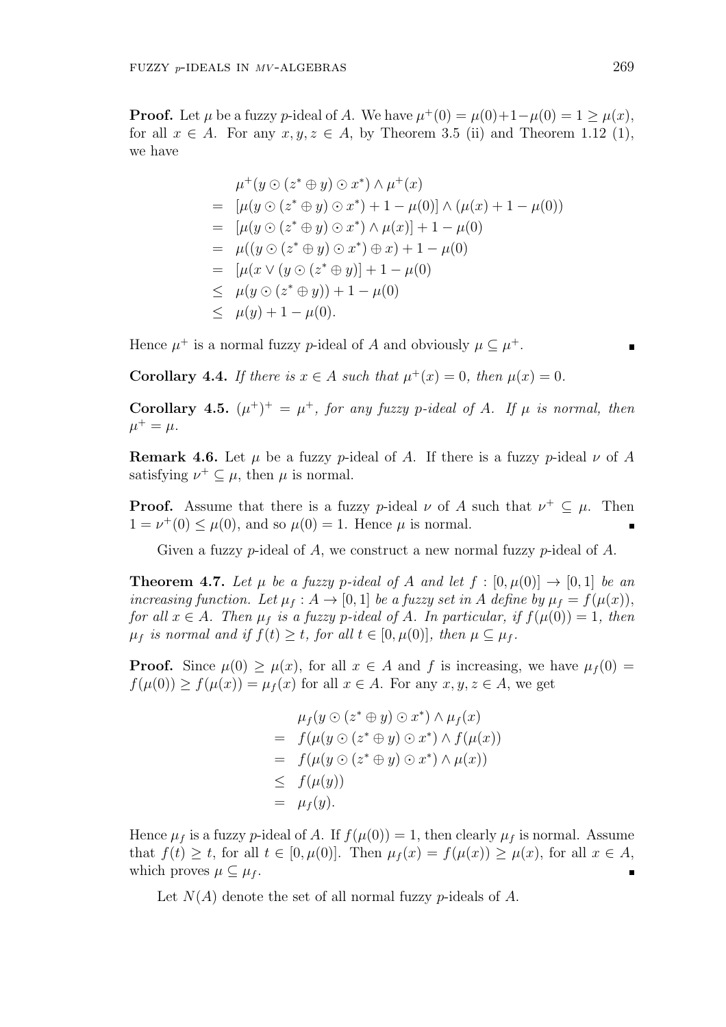**Proof.** Let $\mu$ be a fuzzy $p$-ideal of $A$. We have $\mu^+(0) = \mu(0)+1-\mu(0) = 1 \geq \mu(x)$, for all $x \in A$. For any $x, y, z \in A$, by Theorem 3.5 (ii) and Theorem 1.12 (1), we have

$$
\begin{aligned}
& \mu^+(y \odot (z^* \oplus y) \odot x^*) \wedge \mu^+(x) \\
= \;& [\mu(y \odot (z^* \oplus y) \odot x^*) + 1 - \mu(0)] \wedge (\mu(x) + 1 - \mu(0)) \\
= \;& [\mu(y \odot (z^* \oplus y) \odot x^*) \wedge \mu(x)] + 1 - \mu(0) \\
= \;& \mu((y \odot (z^* \oplus y) \odot x^*) \oplus x) + 1 - \mu(0) \\
= \;& [\mu(x \vee (y \odot (z^* \oplus y)] + 1 - \mu(0) \\
\leq \;& \mu(y \odot (z^* \oplus y)) + 1 - \mu(0) \\
\leq \;& \mu(y) + 1 - \mu(0).
\end{aligned}
$$

Hence $\mu^+$ is a normal fuzzy $p$-ideal of $A$ and obviously $\mu \subseteq \mu^+$. ∎

**Corollary 4.4.** *If there is $x \in A$ such that $\mu^+(x) = 0$, then $\mu(x) = 0$.*

**Corollary 4.5.** *$(\mu^+)^+ = \mu^+$, for any fuzzy $p$-ideal of $A$. If $\mu$ is normal, then $\mu^+ = \mu$.*

**Remark 4.6.** Let $\mu$ be a fuzzy $p$-ideal of $A$. If there is a fuzzy $p$-ideal $\nu$ of $A$ satisfying $\nu^+ \subseteq \mu$, then $\mu$ is normal.

**Proof.** Assume that there is a fuzzy $p$-ideal $\nu$ of $A$ such that $\nu^+ \subseteq \mu$. Then $1 = \nu^+(0) \leq \mu(0)$, and so $\mu(0) = 1$. Hence $\mu$ is normal. ∎

Given a fuzzy $p$-ideal of $A$, we construct a new normal fuzzy $p$-ideal of $A$.

**Theorem 4.7.** *Let $\mu$ be a fuzzy $p$-ideal of $A$ and let $f : [0, \mu(0)] \to [0, 1]$ be an increasing function. Let $\mu_f : A \to [0, 1]$ be a fuzzy set in $A$ define by $\mu_f = f(\mu(x))$, for all $x \in A$. Then $\mu_f$ is a fuzzy $p$-ideal of $A$. In particular, if $f(\mu(0)) = 1$, then $\mu_f$ is normal and if $f(t) \geq t$, for all $t \in [0, \mu(0)]$, then $\mu \subseteq \mu_f$.*

**Proof.** Since $\mu(0) \geq \mu(x)$, for all $x \in A$ and $f$ is increasing, we have $\mu_f(0) = f(\mu(0)) \geq f(\mu(x)) = \mu_f(x)$ for all $x \in A$. For any $x, y, z \in A$, we get

$$
\begin{aligned}
& \mu_f(y \odot (z^* \oplus y) \odot x^*) \wedge \mu_f(x) \\
= \;& f(\mu(y \odot (z^* \oplus y) \odot x^*) \wedge f(\mu(x)) \\
= \;& f(\mu(y \odot (z^* \oplus y) \odot x^*) \wedge \mu(x)) \\
\leq \;& f(\mu(y)) \\
= \;& \mu_f(y).
\end{aligned}
$$

Hence $\mu_f$ is a fuzzy $p$-ideal of $A$. If $f(\mu(0)) = 1$, then clearly $\mu_f$ is normal. Assume that $f(t) \geq t$, for all $t \in [0, \mu(0)]$. Then $\mu_f(x) = f(\mu(x)) \geq \mu(x)$, for all $x \in A$, which proves $\mu \subseteq \mu_f$. ∎

Let $N(A)$ denote the set of all normal fuzzy $p$-ideals of $A$.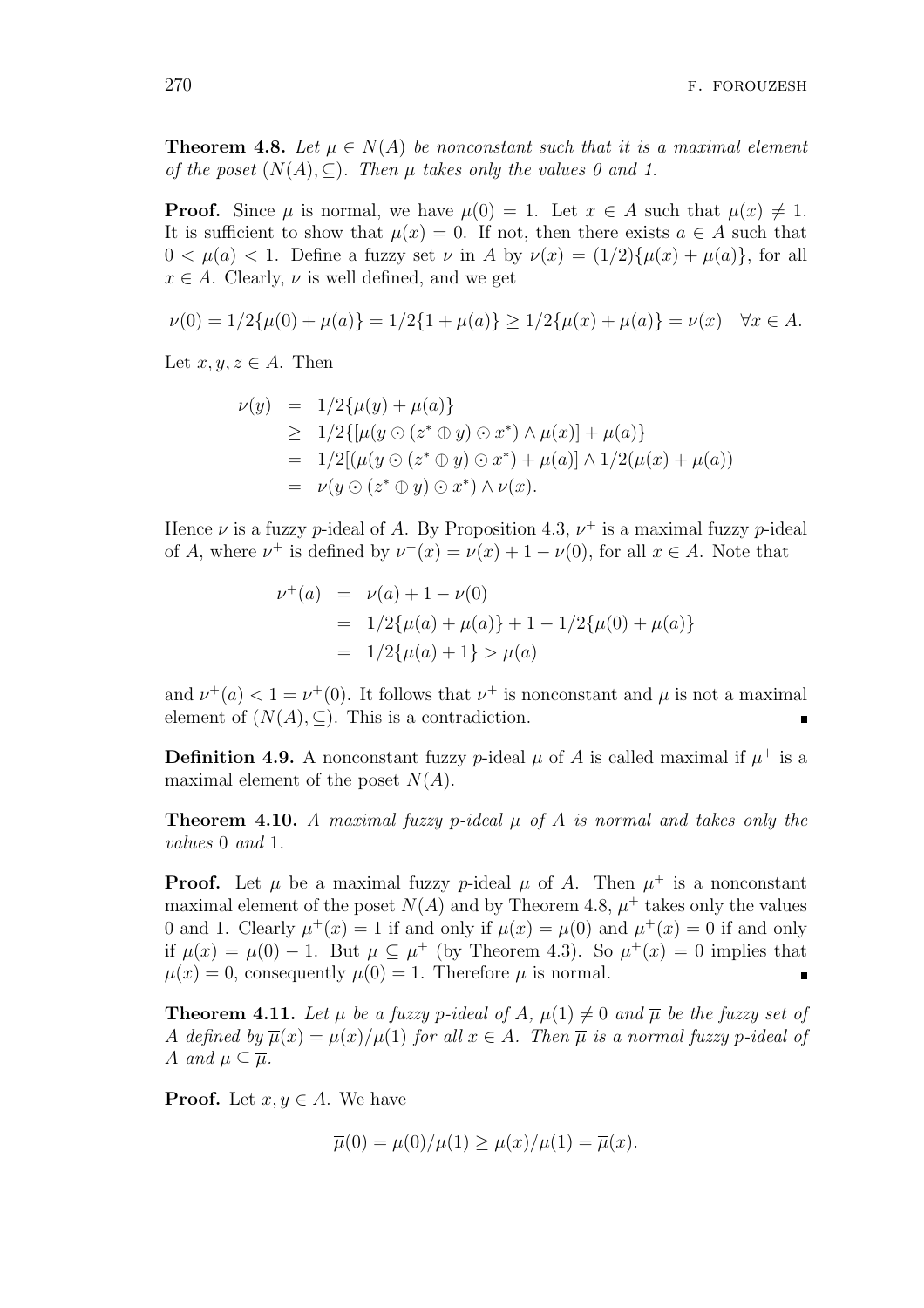**Theorem 4.8.** *Let $\mu \in N(A)$ be nonconstant such that it is a maximal element of the poset $(N(A), \subseteq)$. Then $\mu$ takes only the values 0 and 1.*

**Proof.** Since $\mu$ is normal, we have $\mu(0) = 1$. Let $x \in A$ such that $\mu(x) \neq 1$. It is sufficient to show that $\mu(x) = 0$. If not, then there exists $a \in A$ such that $0 < \mu(a) < 1$. Define a fuzzy set $\nu$ in $A$ by $\nu(x) = (1/2)\{\mu(x) + \mu(a)\}$, for all $x \in A$. Clearly, $\nu$ is well defined, and we get

$$\nu(0) = 1/2\{\mu(0) + \mu(a)\} = 1/2\{1 + \mu(a)\} \geq 1/2\{\mu(x) + \mu(a)\} = \nu(x) \quad \forall x \in A.$$

Let $x, y, z \in A$. Then

$$\begin{aligned}
\nu(y) &= 1/2\{\mu(y) + \mu(a)\} \\
&\geq 1/2\{[\mu(y \odot (z^* \oplus y) \odot x^*) \wedge \mu(x)] + \mu(a)\} \\
&= 1/2[(\mu(y \odot (z^* \oplus y) \odot x^*) + \mu(a)] \wedge 1/2(\mu(x) + \mu(a)) \\
&= \nu(y \odot (z^* \oplus y) \odot x^*) \wedge \nu(x).
\end{aligned}$$

Hence $\nu$ is a fuzzy $p$-ideal of $A$. By Proposition 4.3, $\nu^+$ is a maximal fuzzy $p$-ideal of $A$, where $\nu^+$ is defined by $\nu^+(x) = \nu(x) + 1 - \nu(0)$, for all $x \in A$. Note that

$$\begin{aligned}
\nu^+(a) &= \nu(a) + 1 - \nu(0) \\
&= 1/2\{\mu(a) + \mu(a)\} + 1 - 1/2\{\mu(0) + \mu(a)\} \\
&= 1/2\{\mu(a) + 1\} > \mu(a)
\end{aligned}$$

and $\nu^+(a) < 1 = \nu^+(0)$. It follows that $\nu^+$ is nonconstant and $\mu$ is not a maximal element of $(N(A), \subseteq)$. This is a contradiction. ∎

**Definition 4.9.** A nonconstant fuzzy $p$-ideal $\mu$ of $A$ is called maximal if $\mu^+$ is a maximal element of the poset $N(A)$.

**Theorem 4.10.** *A maximal fuzzy $p$-ideal $\mu$ of $A$ is normal and takes only the values* 0 *and* 1.

**Proof.** Let $\mu$ be a maximal fuzzy $p$-ideal $\mu$ of $A$. Then $\mu^+$ is a nonconstant maximal element of the poset $N(A)$ and by Theorem 4.8, $\mu^+$ takes only the values 0 and 1. Clearly $\mu^+(x) = 1$ if and only if $\mu(x) = \mu(0)$ and $\mu^+(x) = 0$ if and only if $\mu(x) = \mu(0) - 1$. But $\mu \subseteq \mu^+$ (by Theorem 4.3). So $\mu^+(x) = 0$ implies that $\mu(x) = 0$, consequently $\mu(0) = 1$. Therefore $\mu$ is normal. ∎

**Theorem 4.11.** *Let $\mu$ be a fuzzy $p$-ideal of $A$, $\mu(1) \neq 0$ and $\overline{\mu}$ be the fuzzy set of $A$ defined by $\overline{\mu}(x) = \mu(x)/\mu(1)$ for all $x \in A$. Then $\overline{\mu}$ is a normal fuzzy $p$-ideal of $A$ and $\mu \subseteq \overline{\mu}$.*

**Proof.** Let $x, y \in A$. We have

$$\overline{\mu}(0) = \mu(0)/\mu(1) \geq \mu(x)/\mu(1) = \overline{\mu}(x).$$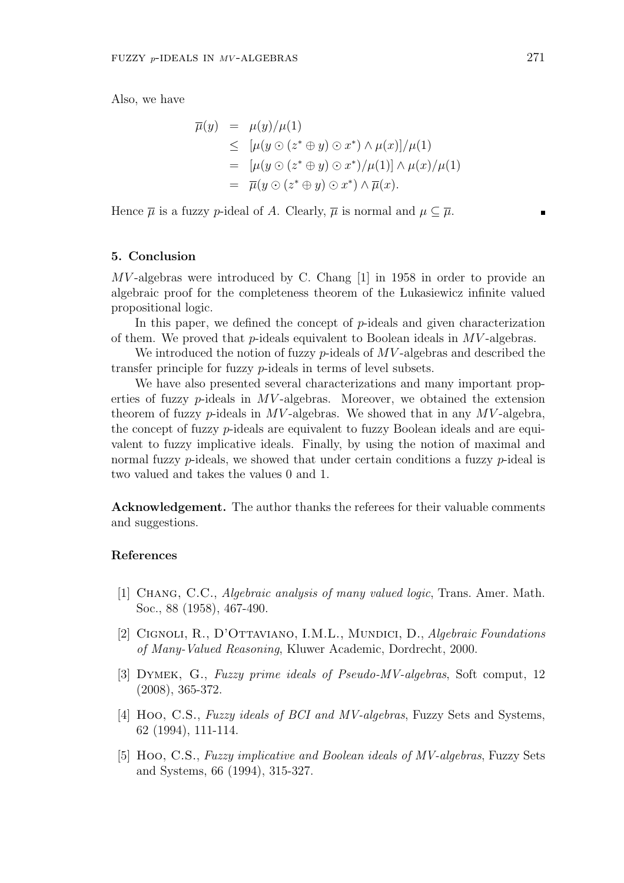Also, we have

$$
\begin{aligned}
\overline{\mu}(y) &= \mu(y)/\mu(1) \\
&\leq [\mu(y \odot (z^* \oplus y) \odot x^*) \wedge \mu(x)]/\mu(1) \\
&= [\mu(y \odot (z^* \oplus y) \odot x^*)/\mu(1)] \wedge \mu(x)/\mu(1) \\
&= \overline{\mu}(y \odot (z^* \oplus y) \odot x^*) \wedge \overline{\mu}(x).
\end{aligned}
$$

Hence $\overline{\mu}$ is a fuzzy $p$-ideal of $A$. Clearly, $\overline{\mu}$ is normal and $\mu \subseteq \overline{\mu}$. ∎

## 5. Conclusion

$MV$-algebras were introduced by C. Chang [1] in 1958 in order to provide an algebraic proof for the completeness theorem of the Łukasiewicz infinite valued propositional logic.

In this paper, we defined the concept of $p$-ideals and given characterization of them. We proved that $p$-ideals equivalent to Boolean ideals in $MV$-algebras.

We introduced the notion of fuzzy $p$-ideals of $MV$-algebras and described the transfer principle for fuzzy $p$-ideals in terms of level subsets.

We have also presented several characterizations and many important properties of fuzzy $p$-ideals in $MV$-algebras. Moreover, we obtained the extension theorem of fuzzy $p$-ideals in $MV$-algebras. We showed that in any $MV$-algebra, the concept of fuzzy $p$-ideals are equivalent to fuzzy Boolean ideals and are equivalent to fuzzy implicative ideals. Finally, by using the notion of maximal and normal fuzzy $p$-ideals, we showed that under certain conditions a fuzzy $p$-ideal is two valued and takes the values 0 and 1.

**Acknowledgement.** The author thanks the referees for their valuable comments and suggestions.

## References

[1] Chang, C.C., *Algebraic analysis of many valued logic*, Trans. Amer. Math. Soc., 88 (1958), 467-490.

[2] Cignoli, R., D'Ottaviano, I.M.L., Mundici, D., *Algebraic Foundations of Many-Valued Reasoning*, Kluwer Academic, Dordrecht, 2000.

[3] Dymek, G., *Fuzzy prime ideals of Pseudo-MV-algebras*, Soft comput, 12 (2008), 365-372.

[4] Hoo, C.S., *Fuzzy ideals of BCI and MV-algebras*, Fuzzy Sets and Systems, 62 (1994), 111-114.

[5] Hoo, C.S., *Fuzzy implicative and Boolean ideals of MV-algebras*, Fuzzy Sets and Systems, 66 (1994), 315-327.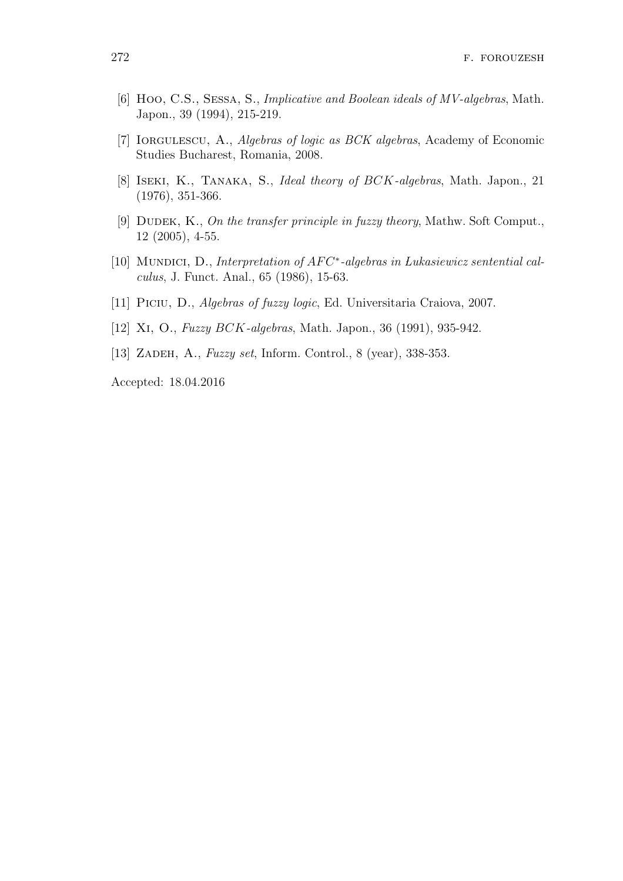[6] Hoo, C.S., Sessa, S., *Implicative and Boolean ideals of MV-algebras*, Math. Japon., 39 (1994), 215-219.

[7] Iorgulescu, A., *Algebras of logic as BCK algebras*, Academy of Economic Studies Bucharest, Romania, 2008.

[8] Iseki, K., Tanaka, S., *Ideal theory of BCK-algebras*, Math. Japon., 21 (1976), 351-366.

[9] Dudek, K., *On the transfer principle in fuzzy theory*, Mathw. Soft Comput., 12 (2005), 4-55.

[10] Mundici, D., *Interpretation of $AFC^*$-algebras in Łukasiewicz sentential calculus*, J. Funct. Anal., 65 (1986), 15-63.

[11] Piciu, D., *Algebras of fuzzy logic*, Ed. Universitaria Craiova, 2007.

[12] Xi, O., *Fuzzy BCK-algebras*, Math. Japon., 36 (1991), 935-942.

[13] Zadeh, A., *Fuzzy set*, Inform. Control., 8 (year), 338-353.

Accepted: 18.04.2016